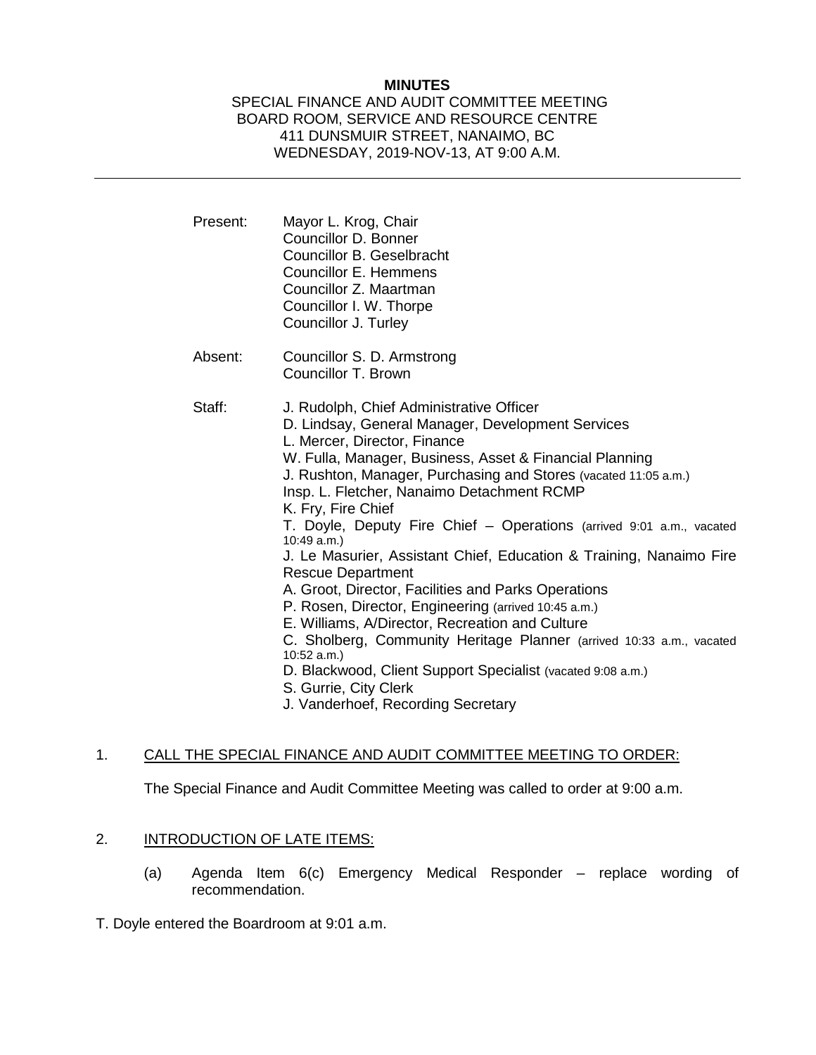**MINUTES**

SPECIAL FINANCE AND AUDIT COMMITTEE MEETING
BOARD ROOM, SERVICE AND RESOURCE CENTRE
411 DUNSMUIR STREET, NANAIMO, BC
WEDNESDAY, 2019-NOV-13, AT 9:00 A.M.

---

Present: Mayor L. Krog, Chair
Councillor D. Bonner
Councillor B. Geselbracht
Councillor E. Hemmens
Councillor Z. Maartman
Councillor I. W. Thorpe
Councillor J. Turley

Absent: Councillor S. D. Armstrong
Councillor T. Brown

Staff: J. Rudolph, Chief Administrative Officer
D. Lindsay, General Manager, Development Services
L. Mercer, Director, Finance
W. Fulla, Manager, Business, Asset & Financial Planning
J. Rushton, Manager, Purchasing and Stores (vacated 11:05 a.m.)
Insp. L. Fletcher, Nanaimo Detachment RCMP
K. Fry, Fire Chief
T. Doyle, Deputy Fire Chief – Operations (arrived 9:01 a.m., vacated 10:49 a.m.)
J. Le Masurier, Assistant Chief, Education & Training, Nanaimo Fire Rescue Department
A. Groot, Director, Facilities and Parks Operations
P. Rosen, Director, Engineering (arrived 10:45 a.m.)
E. Williams, A/Director, Recreation and Culture
C. Sholberg, Community Heritage Planner (arrived 10:33 a.m., vacated 10:52 a.m.)
D. Blackwood, Client Support Specialist (vacated 9:08 a.m.)
S. Gurrie, City Clerk
J. Vanderhoef, Recording Secretary

1. CALL THE SPECIAL FINANCE AND AUDIT COMMITTEE MEETING TO ORDER:

The Special Finance and Audit Committee Meeting was called to order at 9:00 a.m.

2. INTRODUCTION OF LATE ITEMS:

(a) Agenda Item 6(c) Emergency Medical Responder – replace wording of recommendation.

T. Doyle entered the Boardroom at 9:01 a.m.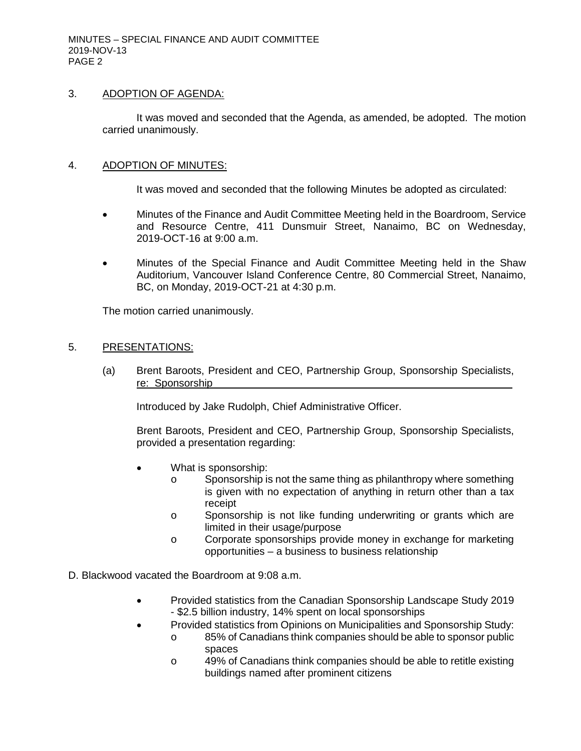## 3. ADOPTION OF AGENDA:

It was moved and seconded that the Agenda, as amended, be adopted. The motion carried unanimously.

## 4. ADOPTION OF MINUTES:

It was moved and seconded that the following Minutes be adopted as circulated:

- Minutes of the Finance and Audit Committee Meeting held in the Boardroom, Service and Resource Centre, 411 Dunsmuir Street, Nanaimo, BC on Wednesday, 2019-OCT-16 at 9:00 a.m.
- Minutes of the Special Finance and Audit Committee Meeting held in the Shaw Auditorium, Vancouver Island Conference Centre, 80 Commercial Street, Nanaimo, BC, on Monday, 2019-OCT-21 at 4:30 p.m.

The motion carried unanimously.

## 5. PRESENTATIONS:

(a) Brent Baroots, President and CEO, Partnership Group, Sponsorship Specialists, re: Sponsorship

Introduced by Jake Rudolph, Chief Administrative Officer.

Brent Baroots, President and CEO, Partnership Group, Sponsorship Specialists, provided a presentation regarding:

- What is sponsorship:
  - Sponsorship is not the same thing as philanthropy where something is given with no expectation of anything in return other than a tax receipt
  - Sponsorship is not like funding underwriting or grants which are limited in their usage/purpose
  - Corporate sponsorships provide money in exchange for marketing opportunities – a business to business relationship

D. Blackwood vacated the Boardroom at 9:08 a.m.

- Provided statistics from the Canadian Sponsorship Landscape Study 2019 - $2.5 billion industry, 14% spent on local sponsorships
- Provided statistics from Opinions on Municipalities and Sponsorship Study:
  - 85% of Canadians think companies should be able to sponsor public spaces
  - 49% of Canadians think companies should be able to retitle existing buildings named after prominent citizens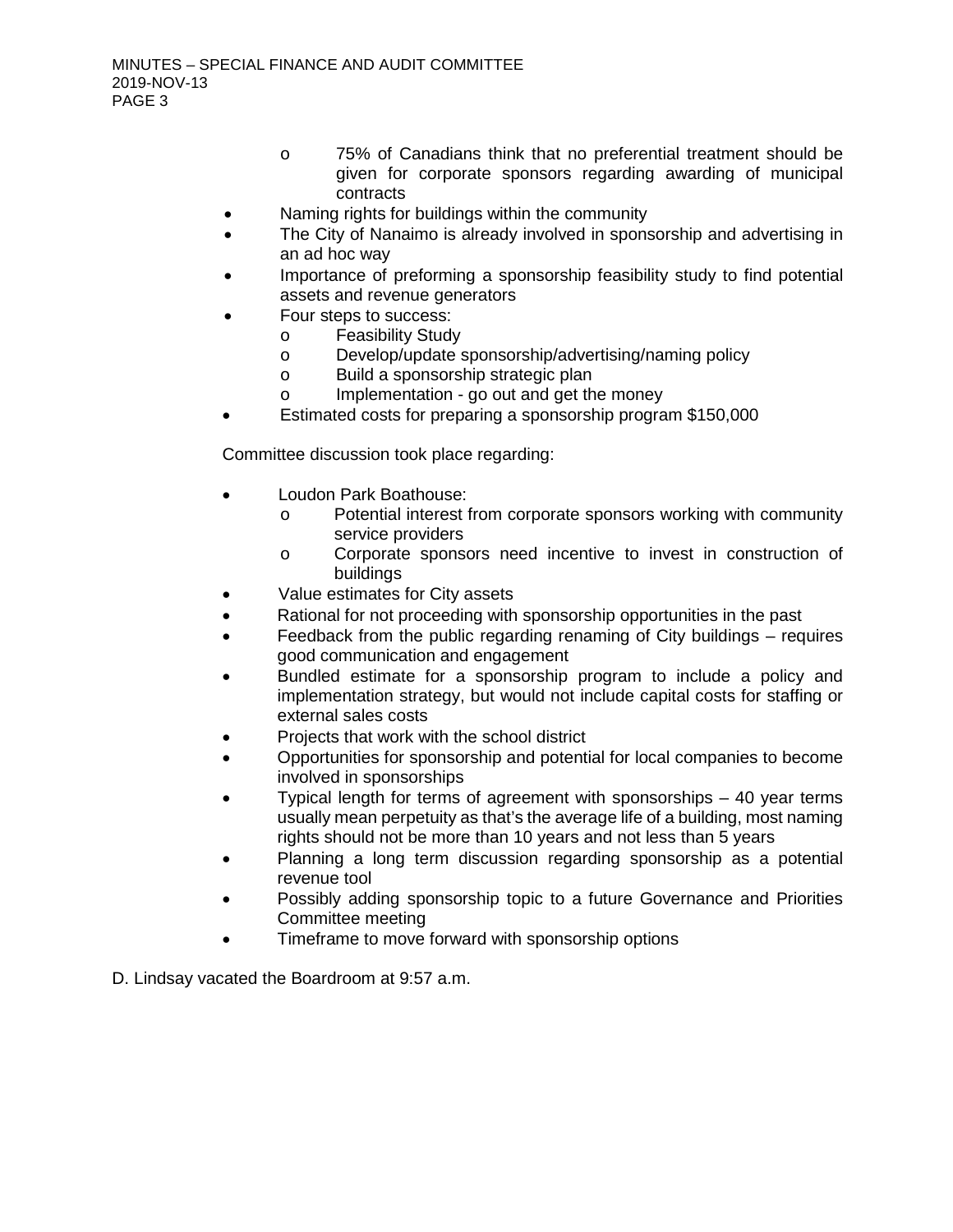- 75% of Canadians think that no preferential treatment should be given for corporate sponsors regarding awarding of municipal contracts
- Naming rights for buildings within the community
- The City of Nanaimo is already involved in sponsorship and advertising in an ad hoc way
- Importance of preforming a sponsorship feasibility study to find potential assets and revenue generators
- Four steps to success:
   - Feasibility Study
   - Develop/update sponsorship/advertising/naming policy
   - Build a sponsorship strategic plan
   - Implementation - go out and get the money
- Estimated costs for preparing a sponsorship program $150,000

Committee discussion took place regarding:

- Loudon Park Boathouse:
   - Potential interest from corporate sponsors working with community service providers
   - Corporate sponsors need incentive to invest in construction of buildings
- Value estimates for City assets
- Rational for not proceeding with sponsorship opportunities in the past
- Feedback from the public regarding renaming of City buildings – requires good communication and engagement
- Bundled estimate for a sponsorship program to include a policy and implementation strategy, but would not include capital costs for staffing or external sales costs
- Projects that work with the school district
- Opportunities for sponsorship and potential for local companies to become involved in sponsorships
- Typical length for terms of agreement with sponsorships – 40 year terms usually mean perpetuity as that's the average life of a building, most naming rights should not be more than 10 years and not less than 5 years
- Planning a long term discussion regarding sponsorship as a potential revenue tool
- Possibly adding sponsorship topic to a future Governance and Priorities Committee meeting
- Timeframe to move forward with sponsorship options

D. Lindsay vacated the Boardroom at 9:57 a.m.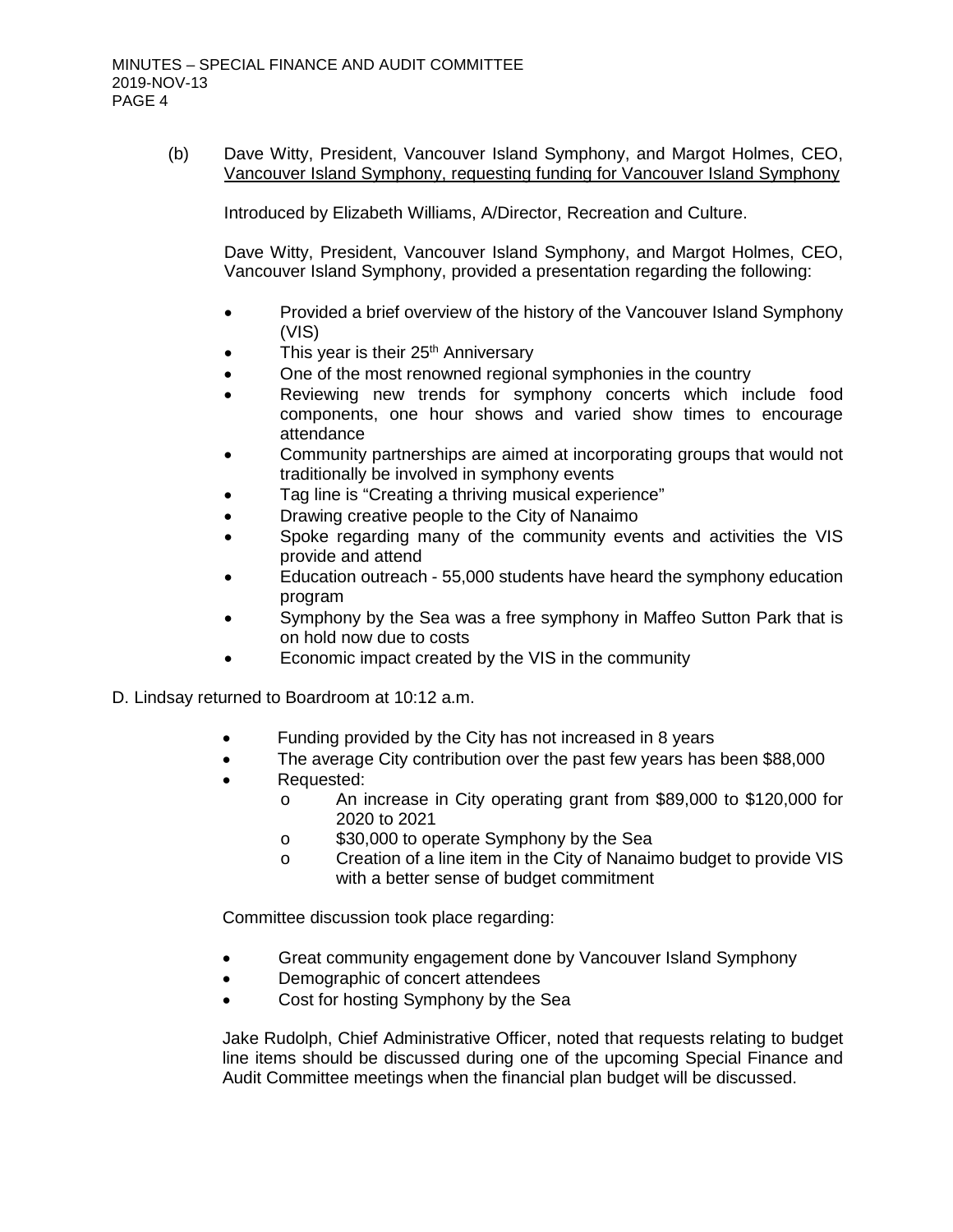(b) Dave Witty, President, Vancouver Island Symphony, and Margot Holmes, CEO, Vancouver Island Symphony, requesting funding for Vancouver Island Symphony

Introduced by Elizabeth Williams, A/Director, Recreation and Culture.

Dave Witty, President, Vancouver Island Symphony, and Margot Holmes, CEO, Vancouver Island Symphony, provided a presentation regarding the following:

- Provided a brief overview of the history of the Vancouver Island Symphony (VIS)
- This year is their 25th Anniversary
- One of the most renowned regional symphonies in the country
- Reviewing new trends for symphony concerts which include food components, one hour shows and varied show times to encourage attendance
- Community partnerships are aimed at incorporating groups that would not traditionally be involved in symphony events
- Tag line is "Creating a thriving musical experience"
- Drawing creative people to the City of Nanaimo
- Spoke regarding many of the community events and activities the VIS provide and attend
- Education outreach - 55,000 students have heard the symphony education program
- Symphony by the Sea was a free symphony in Maffeo Sutton Park that is on hold now due to costs
- Economic impact created by the VIS in the community

D. Lindsay returned to Boardroom at 10:12 a.m.

- Funding provided by the City has not increased in 8 years
- The average City contribution over the past few years has been $88,000
- Requested:
  - An increase in City operating grant from $89,000 to $120,000 for 2020 to 2021
  - $30,000 to operate Symphony by the Sea
  - Creation of a line item in the City of Nanaimo budget to provide VIS with a better sense of budget commitment

Committee discussion took place regarding:

- Great community engagement done by Vancouver Island Symphony
- Demographic of concert attendees
- Cost for hosting Symphony by the Sea

Jake Rudolph, Chief Administrative Officer, noted that requests relating to budget line items should be discussed during one of the upcoming Special Finance and Audit Committee meetings when the financial plan budget will be discussed.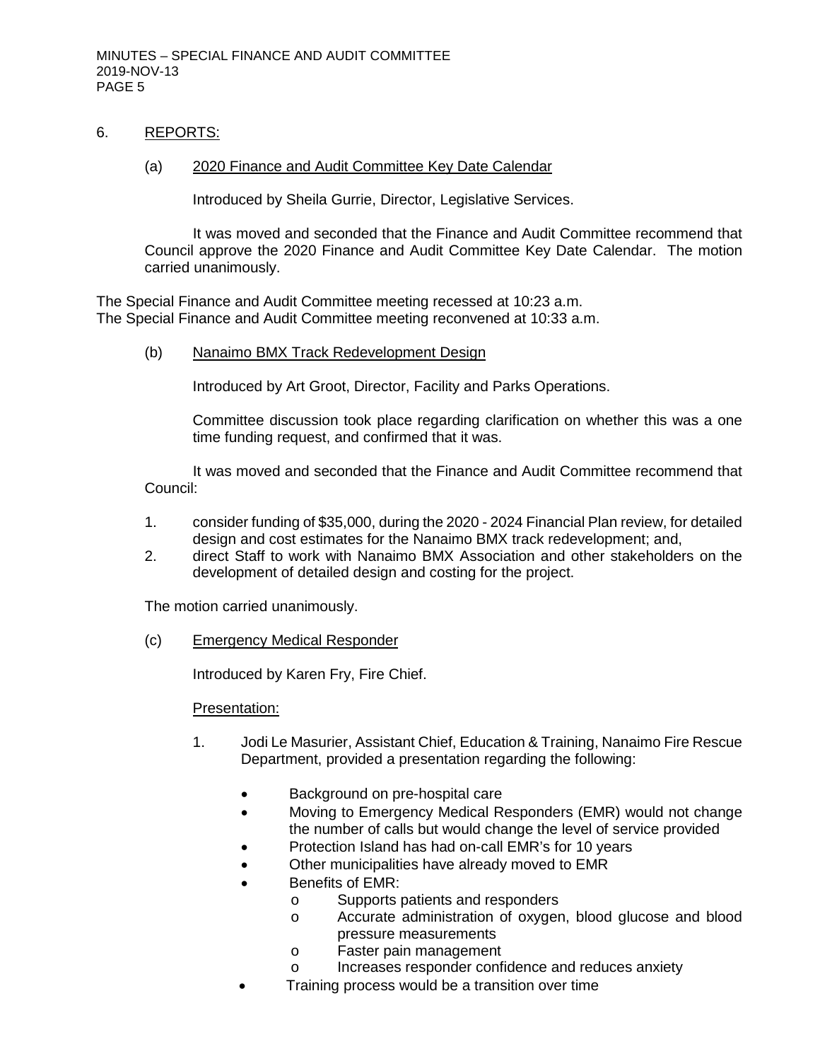6. REPORTS:

   (a) 2020 Finance and Audit Committee Key Date Calendar

   Introduced by Sheila Gurrie, Director, Legislative Services.

   It was moved and seconded that the Finance and Audit Committee recommend that Council approve the 2020 Finance and Audit Committee Key Date Calendar. The motion carried unanimously.

The Special Finance and Audit Committee meeting recessed at 10:23 a.m.
The Special Finance and Audit Committee meeting reconvened at 10:33 a.m.

   (b) Nanaimo BMX Track Redevelopment Design

   Introduced by Art Groot, Director, Facility and Parks Operations.

   Committee discussion took place regarding clarification on whether this was a one time funding request, and confirmed that it was.

   It was moved and seconded that the Finance and Audit Committee recommend that Council:

   1. consider funding of $35,000, during the 2020 - 2024 Financial Plan review, for detailed design and cost estimates for the Nanaimo BMX track redevelopment; and,
   2. direct Staff to work with Nanaimo BMX Association and other stakeholders on the development of detailed design and costing for the project.

   The motion carried unanimously.

   (c) Emergency Medical Responder

   Introduced by Karen Fry, Fire Chief.

   Presentation:

   1. Jodi Le Masurier, Assistant Chief, Education & Training, Nanaimo Fire Rescue Department, provided a presentation regarding the following:

      - Background on pre-hospital care
      - Moving to Emergency Medical Responders (EMR) would not change the number of calls but would change the level of service provided
      - Protection Island has had on-call EMR's for 10 years
      - Other municipalities have already moved to EMR
      - Benefits of EMR:
        - Supports patients and responders
        - Accurate administration of oxygen, blood glucose and blood pressure measurements
        - Faster pain management
        - Increases responder confidence and reduces anxiety
      - Training process would be a transition over time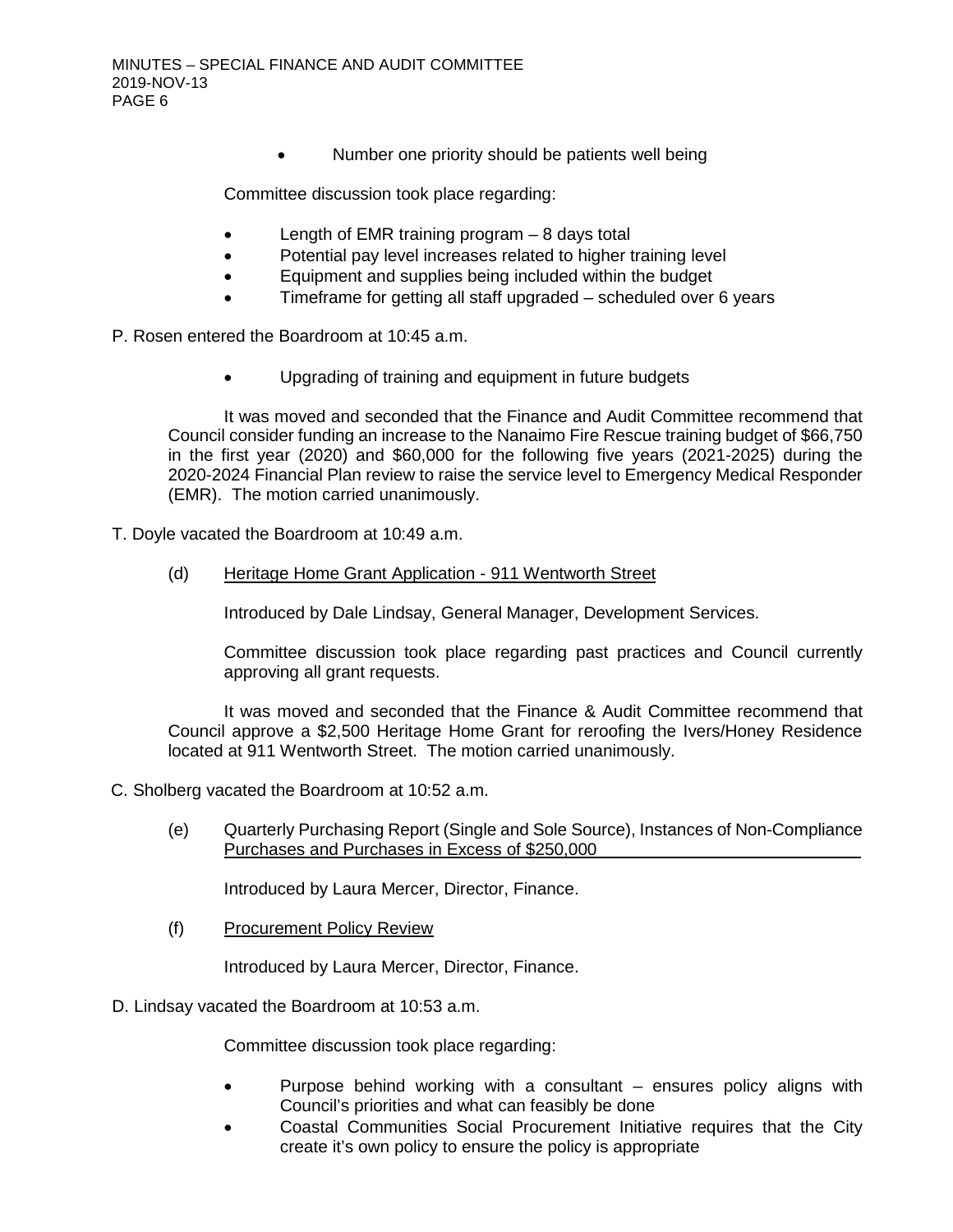- Number one priority should be patients well being

Committee discussion took place regarding:

- Length of EMR training program – 8 days total
- Potential pay level increases related to higher training level
- Equipment and supplies being included within the budget
- Timeframe for getting all staff upgraded – scheduled over 6 years

P. Rosen entered the Boardroom at 10:45 a.m.

- Upgrading of training and equipment in future budgets

It was moved and seconded that the Finance and Audit Committee recommend that Council consider funding an increase to the Nanaimo Fire Rescue training budget of $66,750 in the first year (2020) and $60,000 for the following five years (2021-2025) during the 2020-2024 Financial Plan review to raise the service level to Emergency Medical Responder (EMR). The motion carried unanimously.

T. Doyle vacated the Boardroom at 10:49 a.m.

(d) Heritage Home Grant Application - 911 Wentworth Street

Introduced by Dale Lindsay, General Manager, Development Services.

Committee discussion took place regarding past practices and Council currently approving all grant requests.

It was moved and seconded that the Finance & Audit Committee recommend that Council approve a $2,500 Heritage Home Grant for reroofing the Ivers/Honey Residence located at 911 Wentworth Street. The motion carried unanimously.

C. Sholberg vacated the Boardroom at 10:52 a.m.

(e) Quarterly Purchasing Report (Single and Sole Source), Instances of Non-Compliance Purchases and Purchases in Excess of $250,000

Introduced by Laura Mercer, Director, Finance.

(f) Procurement Policy Review

Introduced by Laura Mercer, Director, Finance.

D. Lindsay vacated the Boardroom at 10:53 a.m.

Committee discussion took place regarding:

- Purpose behind working with a consultant – ensures policy aligns with Council's priorities and what can feasibly be done
- Coastal Communities Social Procurement Initiative requires that the City create it's own policy to ensure the policy is appropriate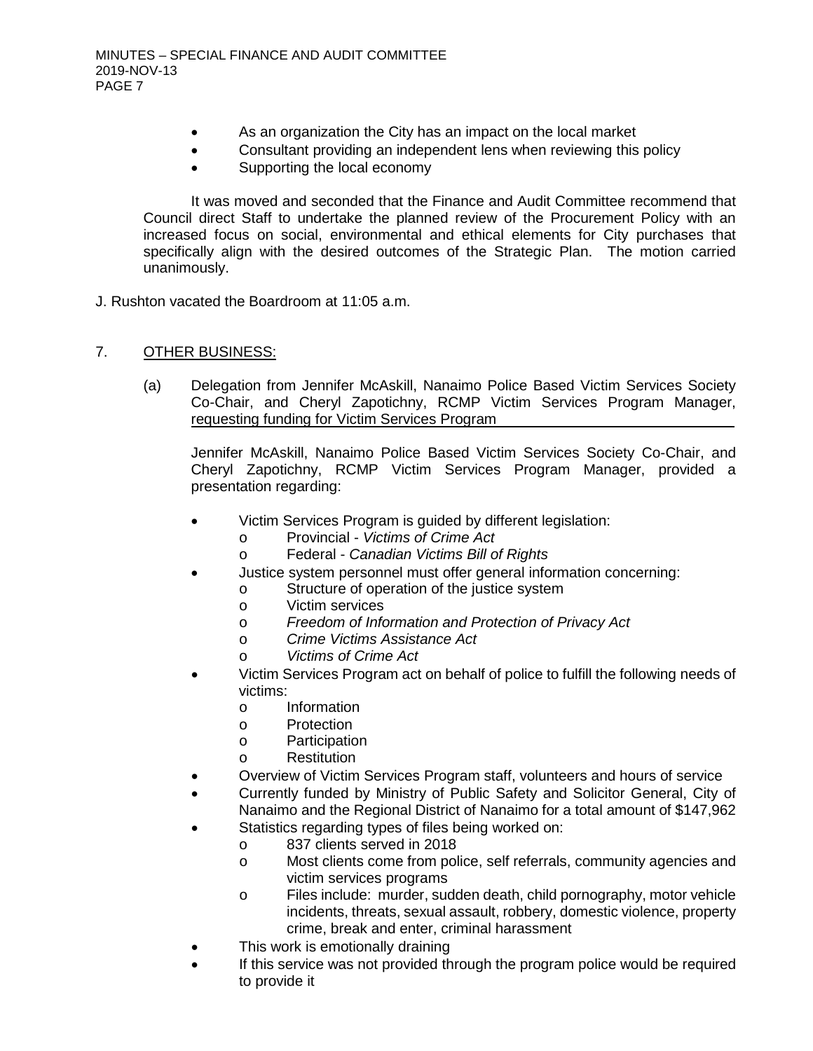- As an organization the City has an impact on the local market
- Consultant providing an independent lens when reviewing this policy
- Supporting the local economy

It was moved and seconded that the Finance and Audit Committee recommend that Council direct Staff to undertake the planned review of the Procurement Policy with an increased focus on social, environmental and ethical elements for City purchases that specifically align with the desired outcomes of the Strategic Plan. The motion carried unanimously.

J. Rushton vacated the Boardroom at 11:05 a.m.

## 7. OTHER BUSINESS:

(a) Delegation from Jennifer McAskill, Nanaimo Police Based Victim Services Society Co-Chair, and Cheryl Zapotichny, RCMP Victim Services Program Manager, requesting funding for Victim Services Program

Jennifer McAskill, Nanaimo Police Based Victim Services Society Co-Chair, and Cheryl Zapotichny, RCMP Victim Services Program Manager, provided a presentation regarding:

- Victim Services Program is guided by different legislation:
  - Provincial - *Victims of Crime Act*
  - Federal - *Canadian Victims Bill of Rights*
- Justice system personnel must offer general information concerning:
  - Structure of operation of the justice system
  - Victim services
  - *Freedom of Information and Protection of Privacy Act*
  - *Crime Victims Assistance Act*
  - *Victims of Crime Act*
- Victim Services Program act on behalf of police to fulfill the following needs of victims:
  - Information
  - Protection
  - Participation
  - Restitution
- Overview of Victim Services Program staff, volunteers and hours of service
- Currently funded by Ministry of Public Safety and Solicitor General, City of Nanaimo and the Regional District of Nanaimo for a total amount of $147,962
- Statistics regarding types of files being worked on:
  - 837 clients served in 2018
  - Most clients come from police, self referrals, community agencies and victim services programs
  - Files include: murder, sudden death, child pornography, motor vehicle incidents, threats, sexual assault, robbery, domestic violence, property crime, break and enter, criminal harassment
- This work is emotionally draining
- If this service was not provided through the program police would be required to provide it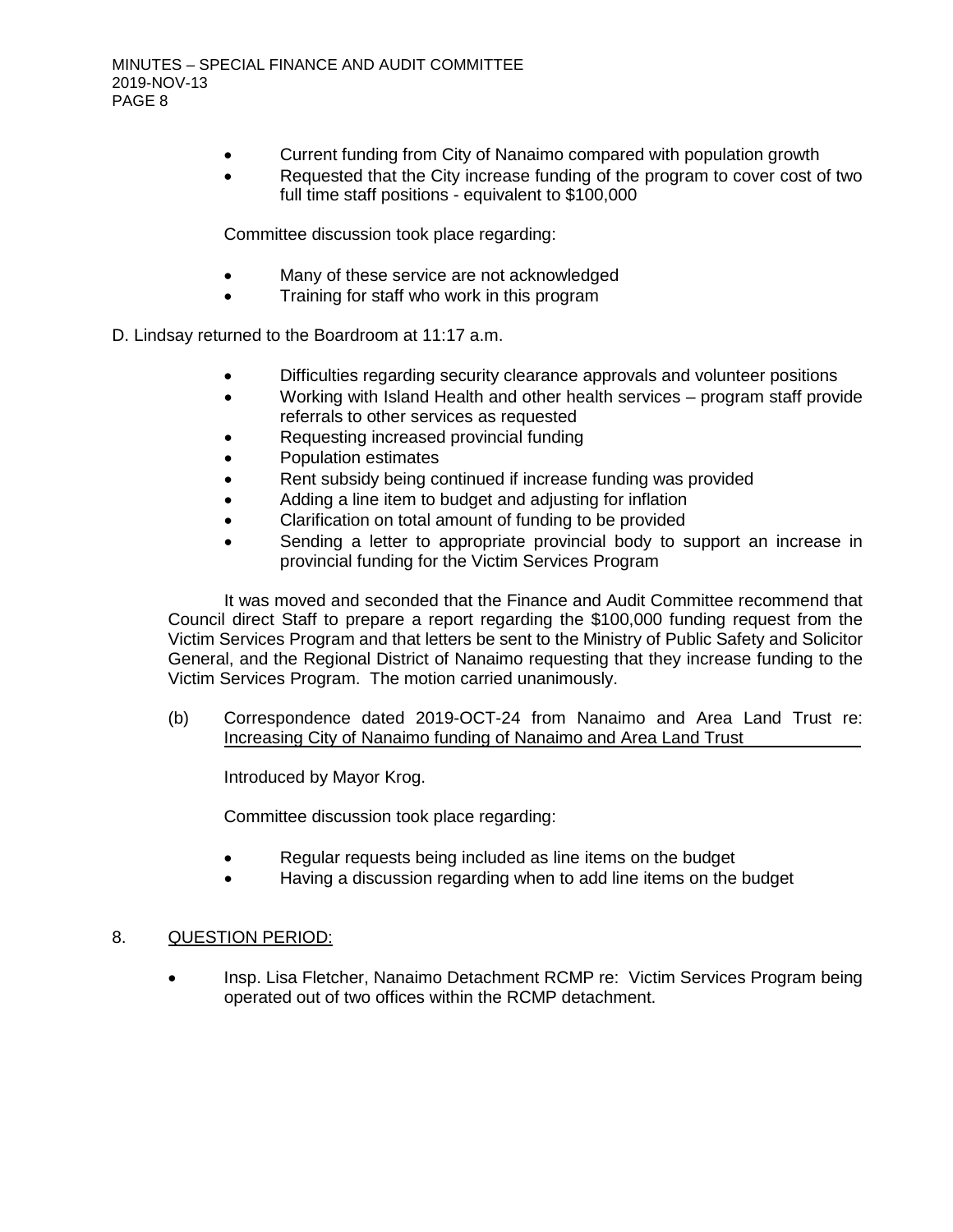- Current funding from City of Nanaimo compared with population growth
- Requested that the City increase funding of the program to cover cost of two full time staff positions - equivalent to $100,000

Committee discussion took place regarding:

- Many of these service are not acknowledged
- Training for staff who work in this program

D. Lindsay returned to the Boardroom at 11:17 a.m.

- Difficulties regarding security clearance approvals and volunteer positions
- Working with Island Health and other health services – program staff provide referrals to other services as requested
- Requesting increased provincial funding
- Population estimates
- Rent subsidy being continued if increase funding was provided
- Adding a line item to budget and adjusting for inflation
- Clarification on total amount of funding to be provided
- Sending a letter to appropriate provincial body to support an increase in provincial funding for the Victim Services Program

It was moved and seconded that the Finance and Audit Committee recommend that Council direct Staff to prepare a report regarding the $100,000 funding request from the Victim Services Program and that letters be sent to the Ministry of Public Safety and Solicitor General, and the Regional District of Nanaimo requesting that they increase funding to the Victim Services Program. The motion carried unanimously.

(b) Correspondence dated 2019-OCT-24 from Nanaimo and Area Land Trust re: Increasing City of Nanaimo funding of Nanaimo and Area Land Trust

Introduced by Mayor Krog.

Committee discussion took place regarding:

- Regular requests being included as line items on the budget
- Having a discussion regarding when to add line items on the budget

## 8. QUESTION PERIOD:

- Insp. Lisa Fletcher, Nanaimo Detachment RCMP re: Victim Services Program being operated out of two offices within the RCMP detachment.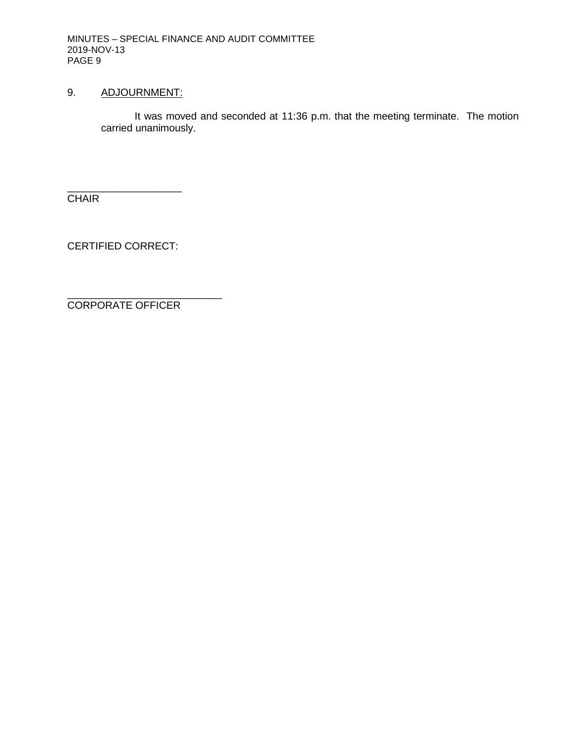## 9. ADJOURNMENT:

It was moved and seconded at 11:36 p.m. that the meeting terminate. The motion carried unanimously.

____________________
CHAIR

CERTIFIED CORRECT:

___________________________
CORPORATE OFFICER